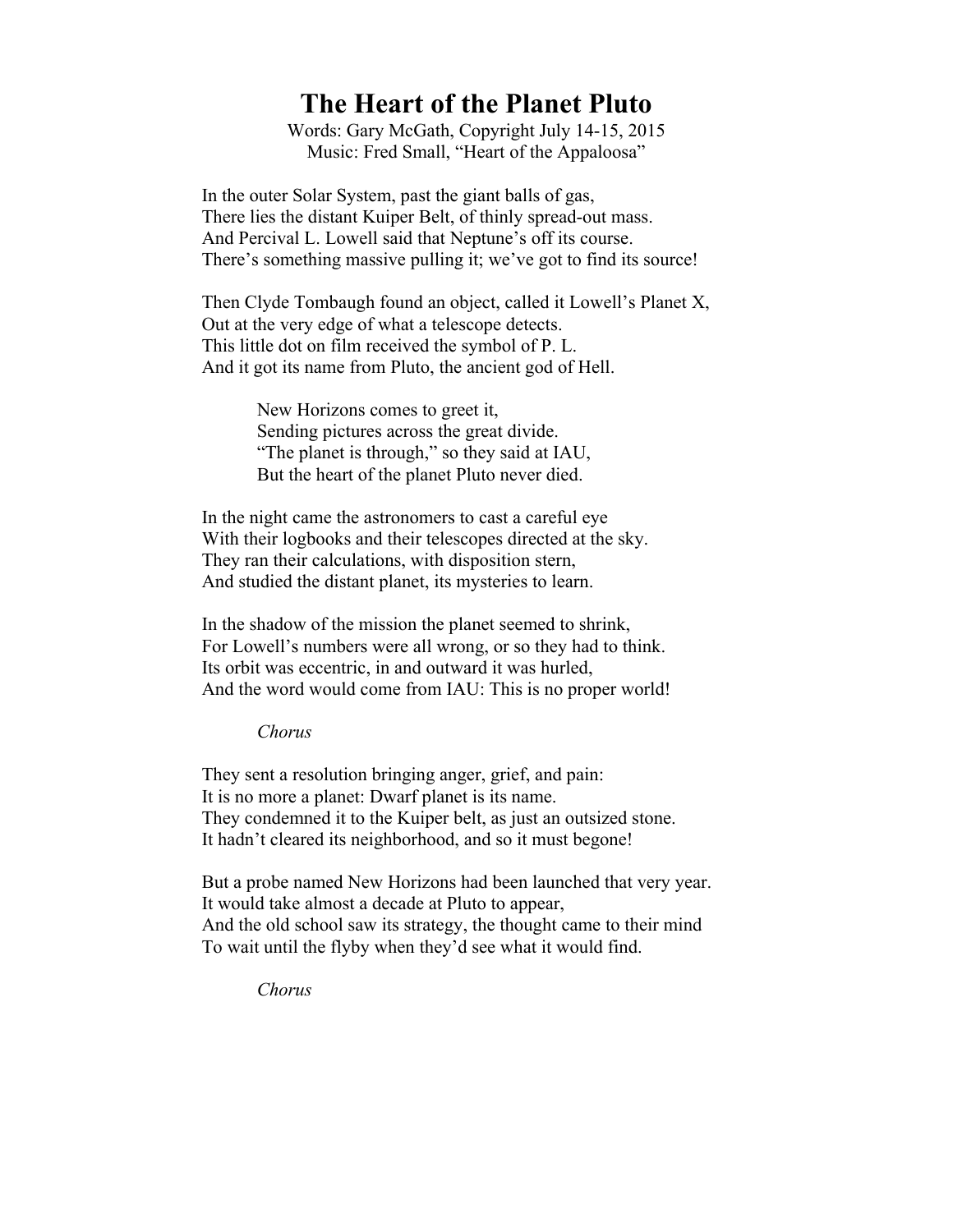# The Heart of the Planet Pluto

Words: Gary McGath, Copyright July 14-15, 2015
Music: Fred Small, "Heart of the Appaloosa"

In the outer Solar System, past the giant balls of gas,
There lies the distant Kuiper Belt, of thinly spread-out mass.
And Percival L. Lowell said that Neptune's off its course.
There's something massive pulling it; we've got to find its source!

Then Clyde Tombaugh found an object, called it Lowell's Planet X,
Out at the very edge of what a telescope detects.
This little dot on film received the symbol of P. L.
And it got its name from Pluto, the ancient god of Hell.

> New Horizons comes to greet it,
> Sending pictures across the great divide.
> "The planet is through," so they said at IAU,
> But the heart of the planet Pluto never died.

In the night came the astronomers to cast a careful eye
With their logbooks and their telescopes directed at the sky.
They ran their calculations, with disposition stern,
And studied the distant planet, its mysteries to learn.

In the shadow of the mission the planet seemed to shrink,
For Lowell's numbers were all wrong, or so they had to think.
Its orbit was eccentric, in and outward it was hurled,
And the word would come from IAU: This is no proper world!

> *Chorus*

They sent a resolution bringing anger, grief, and pain:
It is no more a planet: Dwarf planet is its name.
They condemned it to the Kuiper belt, as just an outsized stone.
It hadn't cleared its neighborhood, and so it must begone!

But a probe named New Horizons had been launched that very year.
It would take almost a decade at Pluto to appear,
And the old school saw its strategy, the thought came to their mind
To wait until the flyby when they'd see what it would find.

> *Chorus*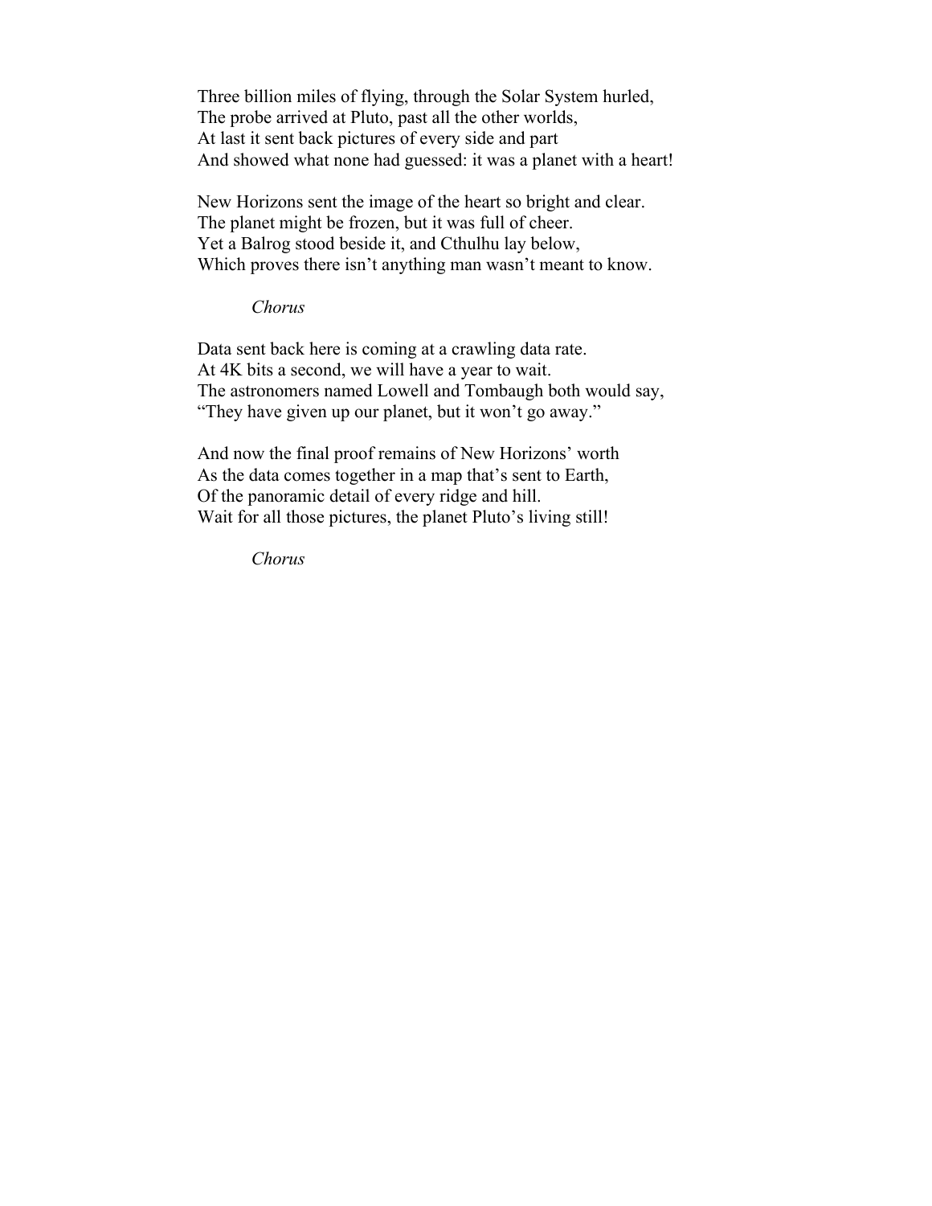Three billion miles of flying, through the Solar System hurled,
The probe arrived at Pluto, past all the other worlds,
At last it sent back pictures of every side and part
And showed what none had guessed: it was a planet with a heart!

New Horizons sent the image of the heart so bright and clear.
The planet might be frozen, but it was full of cheer.
Yet a Balrog stood beside it, and Cthulhu lay below,
Which proves there isn't anything man wasn't meant to know.

*Chorus*

Data sent back here is coming at a crawling data rate.
At 4K bits a second, we will have a year to wait.
The astronomers named Lowell and Tombaugh both would say,
"They have given up our planet, but it won't go away."

And now the final proof remains of New Horizons' worth
As the data comes together in a map that's sent to Earth,
Of the panoramic detail of every ridge and hill.
Wait for all those pictures, the planet Pluto's living still!

*Chorus*